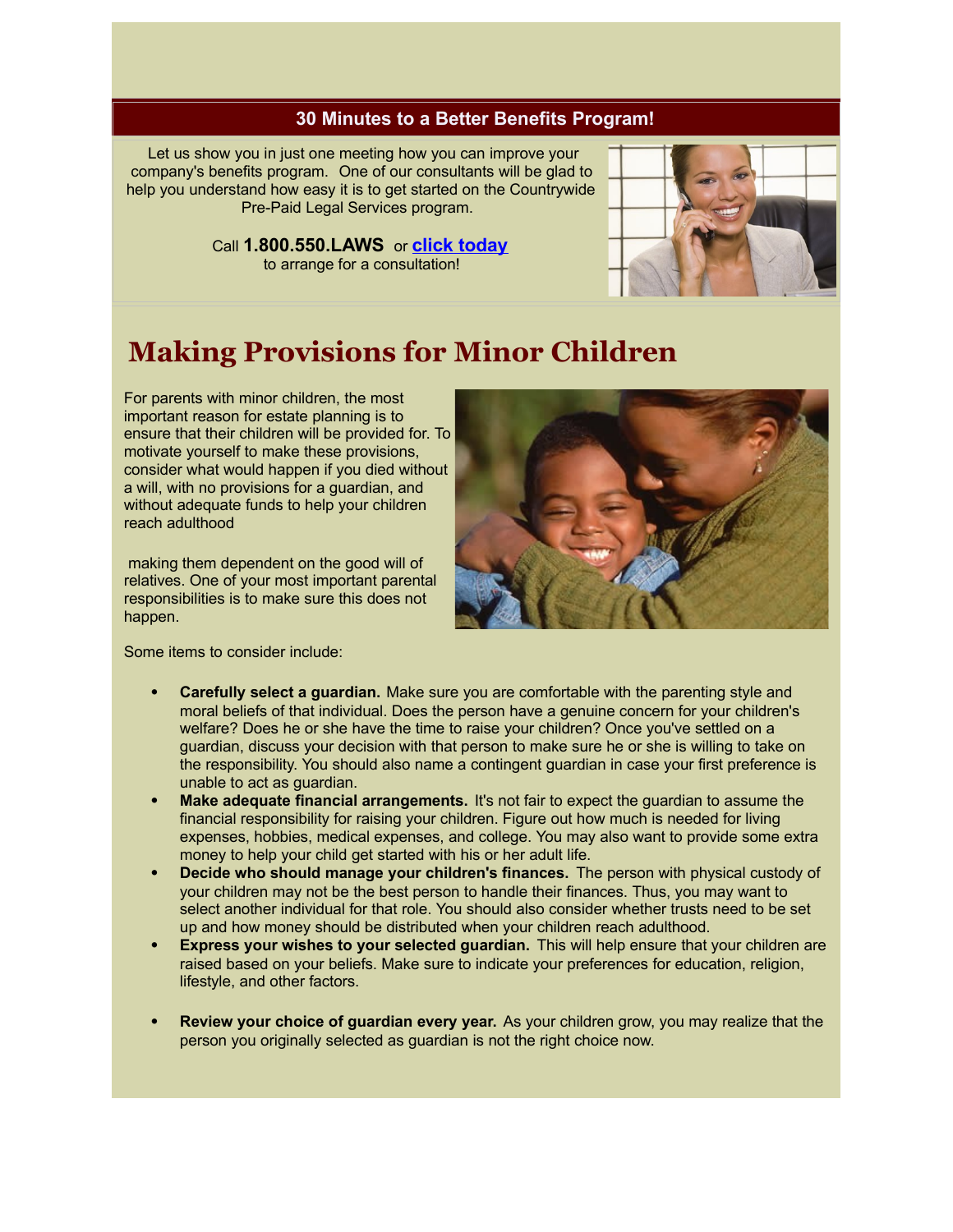## 30 Minutes to a Better Benefits Program!

Let us show you in just one meeting how you can improve your company's benefits program. One of our consultants will be glad to help you understand how easy it is to get started on the Countrywide Pre-Paid Legal Services program.

Call **1.800.550.LAWS** or **click today** to arrange for a consultation!

# Making Provisions for Minor Children

For parents with minor children, the most important reason for estate planning is to ensure that their children will be provided for. To motivate yourself to make these provisions, consider what would happen if you died without a will, with no provisions for a guardian, and without adequate funds to help your children reach adulthood

making them dependent on the good will of relatives. One of your most important parental responsibilities is to make sure this does not happen.

Some items to consider include:

- **Carefully select a guardian.** Make sure you are comfortable with the parenting style and moral beliefs of that individual. Does the person have a genuine concern for your children's welfare? Does he or she have the time to raise your children? Once you've settled on a guardian, discuss your decision with that person to make sure he or she is willing to take on the responsibility. You should also name a contingent guardian in case your first preference is unable to act as guardian.
- **Make adequate financial arrangements.** It's not fair to expect the guardian to assume the financial responsibility for raising your children. Figure out how much is needed for living expenses, hobbies, medical expenses, and college. You may also want to provide some extra money to help your child get started with his or her adult life.
- **Decide who should manage your children's finances.** The person with physical custody of your children may not be the best person to handle their finances. Thus, you may want to select another individual for that role. You should also consider whether trusts need to be set up and how money should be distributed when your children reach adulthood.
- **Express your wishes to your selected guardian.** This will help ensure that your children are raised based on your beliefs. Make sure to indicate your preferences for education, religion, lifestyle, and other factors.
- **Review your choice of guardian every year.** As your children grow, you may realize that the person you originally selected as guardian is not the right choice now.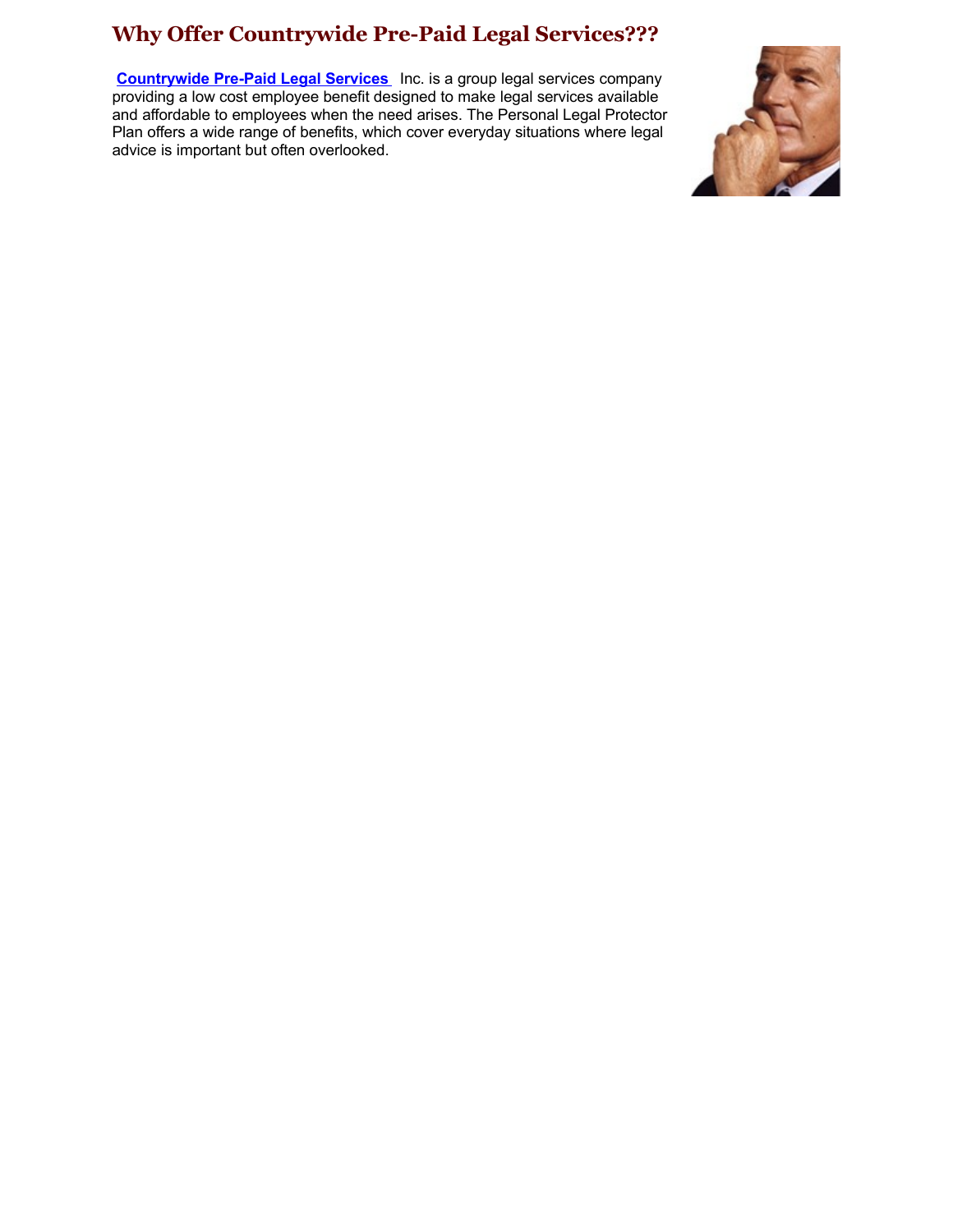# Why Offer Countrywide Pre-Paid Legal Services???

**Countrywide Pre-Paid Legal Services** Inc. is a group legal services company providing a low cost employee benefit designed to make legal services available and affordable to employees when the need arises. The Personal Legal Protector Plan offers a wide range of benefits, which cover everyday situations where legal advice is important but often overlooked.